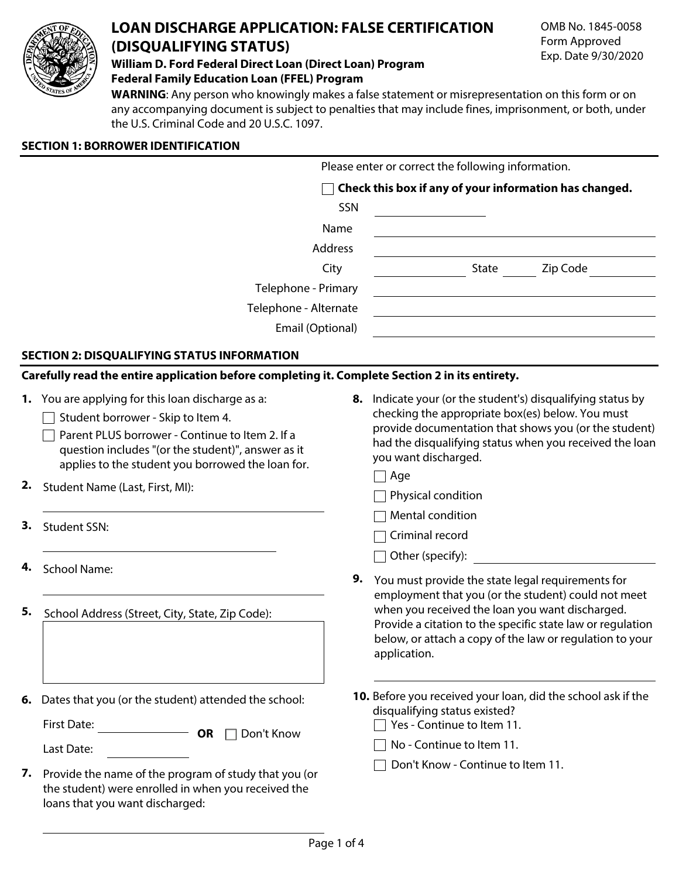# LOAN DISCHARGE APPLICATION: FALSE CERTIFICATION (DISQUALIFYING STATUS)

OMB No. 1845-0058
Form Approved
Exp. Date 9/30/2020

**William D. Ford Federal Direct Loan (Direct Loan) Program**
**Federal Family Education Loan (FFEL) Program**

**WARNING**: Any person who knowingly makes a false statement or misrepresentation on this form or on any accompanying document is subject to penalties that may include fines, imprisonment, or both, under the U.S. Criminal Code and 20 U.S.C. 1097.

## SECTION 1: BORROWER IDENTIFICATION

Please enter or correct the following information.

☐ **Check this box if any of your information has changed.**

SSN ______________

Name ______________

Address ______________

City ______________ State ______ Zip Code ______________

Telephone - Primary ______________

Telephone - Alternate ______________

Email (Optional) ______________

## SECTION 2: DISQUALIFYING STATUS INFORMATION

**Carefully read the entire application before completing it. Complete Section 2 in its entirety.**

**1.** You are applying for this loan discharge as a:

- ☐ Student borrower - Skip to Item 4.
- ☐ Parent PLUS borrower - Continue to Item 2. If a question includes "(or the student)", answer as it applies to the student you borrowed the loan for.

**2.** Student Name (Last, First, MI): ______________

**3.** Student SSN: ______________

**4.** School Name: ______________

**5.** School Address (Street, City, State, Zip Code): ______________

**6.** Dates that you (or the student) attended the school:

First Date: ______________ **OR** ☐ Don't Know

Last Date: ______________

**7.** Provide the name of the program of study that you (or the student) were enrolled in when you received the loans that you want discharged: ______________

**8.** Indicate your (or the student's) disqualifying status by checking the appropriate box(es) below. You must provide documentation that shows you (or the student) had the disqualifying status when you received the loan you want discharged.

- ☐ Age
- ☐ Physical condition
- ☐ Mental condition
- ☐ Criminal record
- ☐ Other (specify): ______________

**9.** You must provide the state legal requirements for employment that you (or the student) could not meet when you received the loan you want discharged. Provide a citation to the specific state law or regulation below, or attach a copy of the law or regulation to your application.

______________

**10.** Before you received your loan, did the school ask if the disqualifying status existed?

- ☐ Yes - Continue to Item 11.
- ☐ No - Continue to Item 11.
- ☐ Don't Know - Continue to Item 11.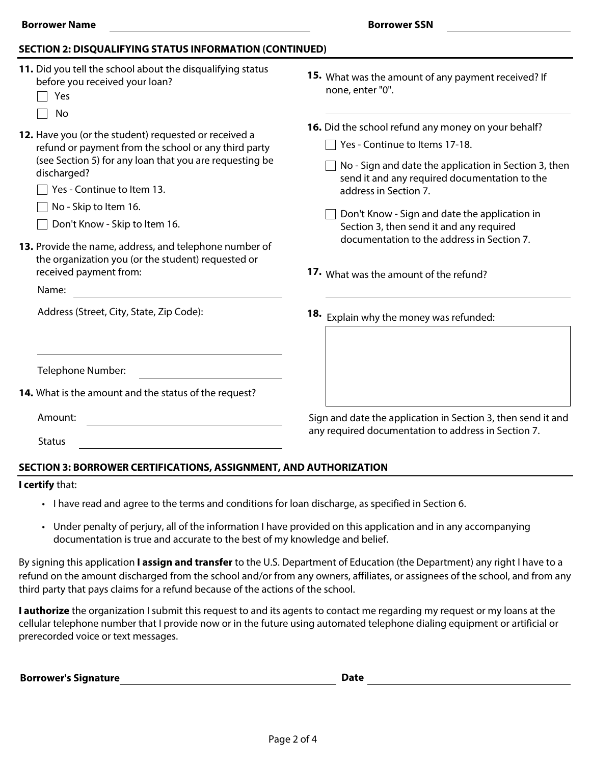**Borrower Name** ____________________ **Borrower SSN** ____________________

## SECTION 2: DISQUALIFYING STATUS INFORMATION (CONTINUED)

**11.** Did you tell the school about the disqualifying status before you received your loan?

- ☐ Yes
- ☐ No

**12.** Have you (or the student) requested or received a refund or payment from the school or any third party (see Section 5) for any loan that you are requesting be discharged?

- ☐ Yes - Continue to Item 13.
- ☐ No - Skip to Item 16.
- ☐ Don't Know - Skip to Item 16.

**13.** Provide the name, address, and telephone number of the organization you (or the student) requested or received payment from:

Name: ____________________

Address (Street, City, State, Zip Code): ____________________

Telephone Number: ____________________

**14.** What is the amount and the status of the request?

Amount: ____________________

Status ____________________

**15.** What was the amount of any payment received? If none, enter "0".

____________________

**16.** Did the school refund any money on your behalf?

- ☐ Yes - Continue to Items 17-18.
- ☐ No - Sign and date the application in Section 3, then send it and any required documentation to the address in Section 7.
- ☐ Don't Know - Sign and date the application in Section 3, then send it and any required documentation to the address in Section 7.

**17.** What was the amount of the refund?

____________________

**18.** Explain why the money was refunded:

____________________

Sign and date the application in Section 3, then send it and any required documentation to address in Section 7.

## SECTION 3: BORROWER CERTIFICATIONS, ASSIGNMENT, AND AUTHORIZATION

**I certify** that:

- I have read and agree to the terms and conditions for loan discharge, as specified in Section 6.
- Under penalty of perjury, all of the information I have provided on this application and in any accompanying documentation is true and accurate to the best of my knowledge and belief.

By signing this application **I assign and transfer** to the U.S. Department of Education (the Department) any right I have to a refund on the amount discharged from the school and/or from any owners, affiliates, or assignees of the school, and from any third party that pays claims for a refund because of the actions of the school.

**I authorize** the organization I submit this request to and its agents to contact me regarding my request or my loans at the cellular telephone number that I provide now or in the future using automated telephone dialing equipment or artificial or prerecorded voice or text messages.

**Borrower's Signature** ____________________ **Date** ____________________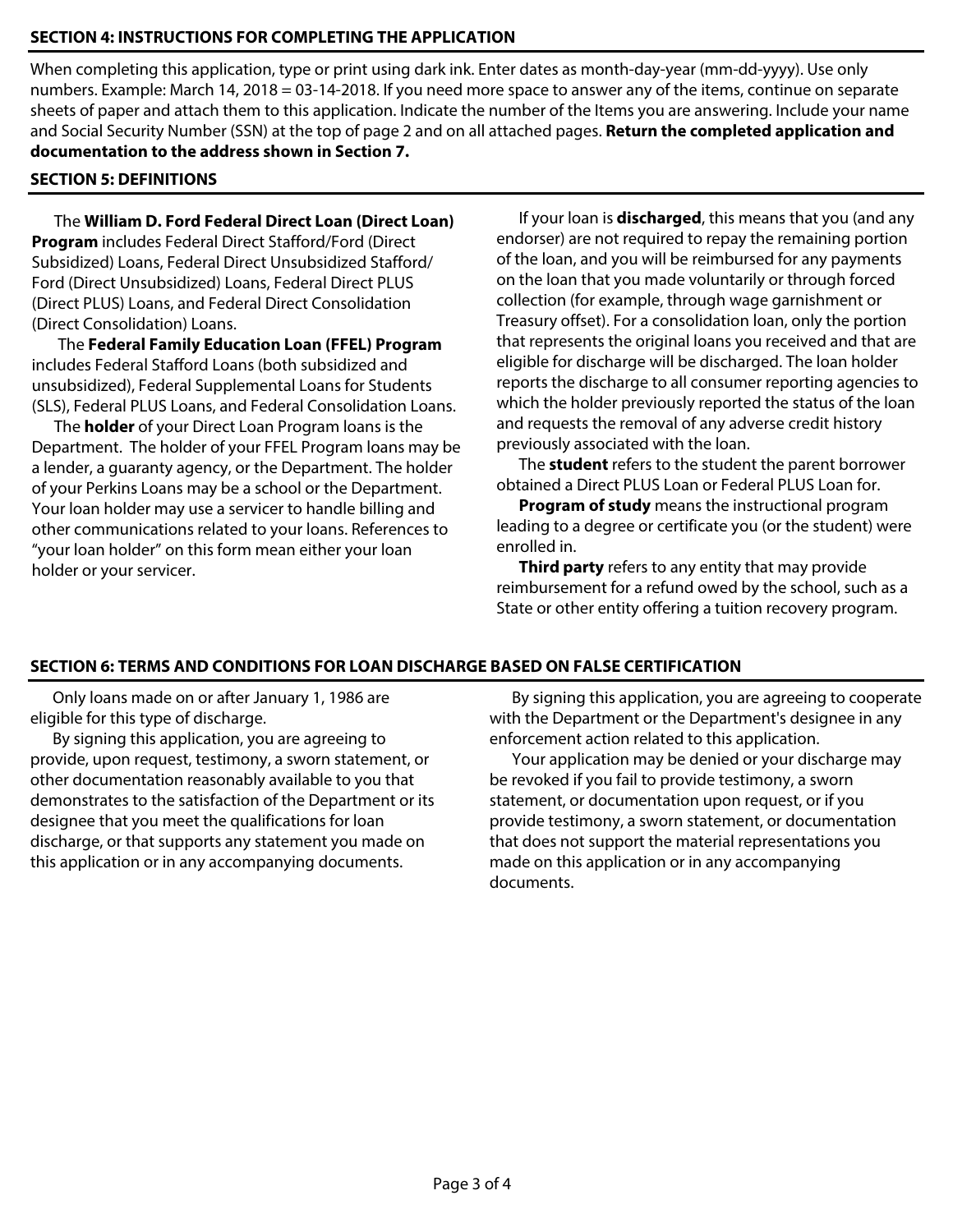## SECTION 4: INSTRUCTIONS FOR COMPLETING THE APPLICATION

When completing this application, type or print using dark ink. Enter dates as month-day-year (mm-dd-yyyy). Use only numbers. Example: March 14, 2018 = 03-14-2018. If you need more space to answer any of the items, continue on separate sheets of paper and attach them to this application. Indicate the number of the Items you are answering. Include your name and Social Security Number (SSN) at the top of page 2 and on all attached pages. **Return the completed application and documentation to the address shown in Section 7.**

## SECTION 5: DEFINITIONS

The **William D. Ford Federal Direct Loan (Direct Loan) Program** includes Federal Direct Stafford/Ford (Direct Subsidized) Loans, Federal Direct Unsubsidized Stafford/Ford (Direct Unsubsidized) Loans, Federal Direct PLUS (Direct PLUS) Loans, and Federal Direct Consolidation (Direct Consolidation) Loans.

The **Federal Family Education Loan (FFEL) Program** includes Federal Stafford Loans (both subsidized and unsubsidized), Federal Supplemental Loans for Students (SLS), Federal PLUS Loans, and Federal Consolidation Loans.

The **holder** of your Direct Loan Program loans is the Department. The holder of your FFEL Program loans may be a lender, a guaranty agency, or the Department. The holder of your Perkins Loans may be a school or the Department. Your loan holder may use a servicer to handle billing and other communications related to your loans. References to "your loan holder" on this form mean either your loan holder or your servicer.

If your loan is **discharged**, this means that you (and any endorser) are not required to repay the remaining portion of the loan, and you will be reimbursed for any payments on the loan that you made voluntarily or through forced collection (for example, through wage garnishment or Treasury offset). For a consolidation loan, only the portion that represents the original loans you received and that are eligible for discharge will be discharged. The loan holder reports the discharge to all consumer reporting agencies to which the holder previously reported the status of the loan and requests the removal of any adverse credit history previously associated with the loan.

The **student** refers to the student the parent borrower obtained a Direct PLUS Loan or Federal PLUS Loan for.

**Program of study** means the instructional program leading to a degree or certificate you (or the student) were enrolled in.

**Third party** refers to any entity that may provide reimbursement for a refund owed by the school, such as a State or other entity offering a tuition recovery program.

## SECTION 6: TERMS AND CONDITIONS FOR LOAN DISCHARGE BASED ON FALSE CERTIFICATION

Only loans made on or after January 1, 1986 are eligible for this type of discharge.

By signing this application, you are agreeing to provide, upon request, testimony, a sworn statement, or other documentation reasonably available to you that demonstrates to the satisfaction of the Department or its designee that you meet the qualifications for loan discharge, or that supports any statement you made on this application or in any accompanying documents.

By signing this application, you are agreeing to cooperate with the Department or the Department's designee in any enforcement action related to this application.

Your application may be denied or your discharge may be revoked if you fail to provide testimony, a sworn statement, or documentation upon request, or if you provide testimony, a sworn statement, or documentation that does not support the material representations you made on this application or in any accompanying documents.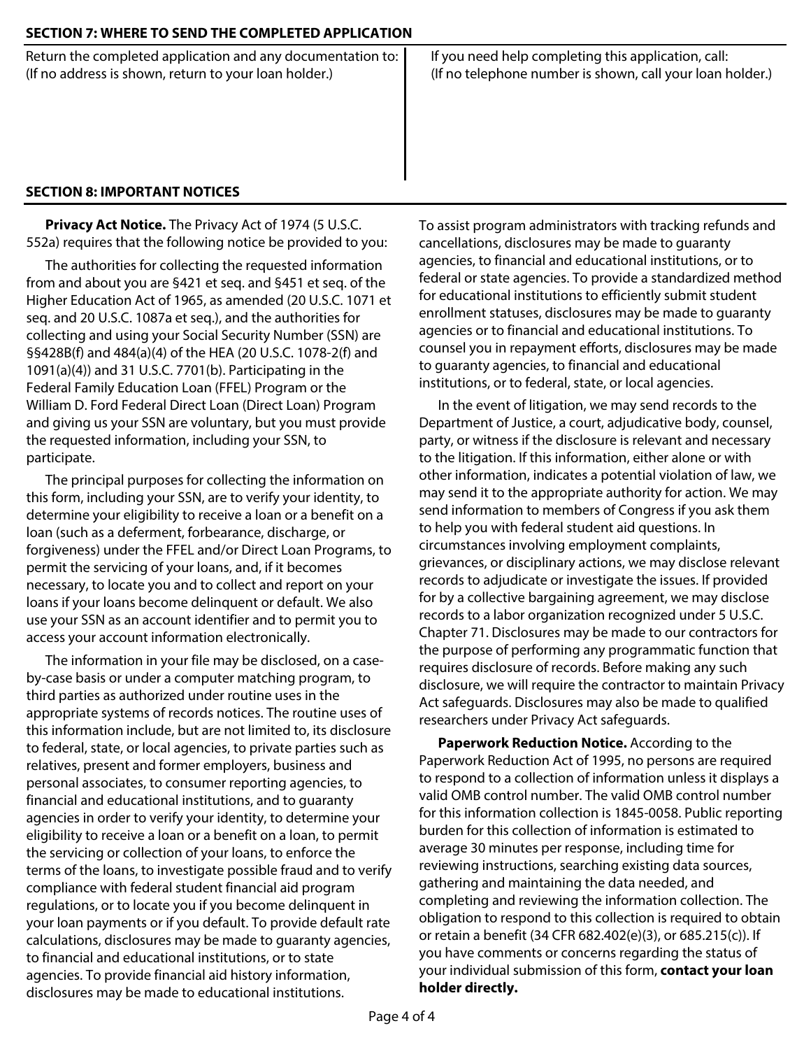## SECTION 7: WHERE TO SEND THE COMPLETED APPLICATION

Return the completed application and any documentation to:
(If no address is shown, return to your loan holder.)

If you need help completing this application, call:
(If no telephone number is shown, call your loan holder.)

## SECTION 8: IMPORTANT NOTICES

**Privacy Act Notice.** The Privacy Act of 1974 (5 U.S.C. 552a) requires that the following notice be provided to you:

The authorities for collecting the requested information from and about you are §421 et seq. and §451 et seq. of the Higher Education Act of 1965, as amended (20 U.S.C. 1071 et seq. and 20 U.S.C. 1087a et seq.), and the authorities for collecting and using your Social Security Number (SSN) are §§428B(f) and 484(a)(4) of the HEA (20 U.S.C. 1078-2(f) and 1091(a)(4)) and 31 U.S.C. 7701(b). Participating in the Federal Family Education Loan (FFEL) Program or the William D. Ford Federal Direct Loan (Direct Loan) Program and giving us your SSN are voluntary, but you must provide the requested information, including your SSN, to participate.

The principal purposes for collecting the information on this form, including your SSN, are to verify your identity, to determine your eligibility to receive a loan or a benefit on a loan (such as a deferment, forbearance, discharge, or forgiveness) under the FFEL and/or Direct Loan Programs, to permit the servicing of your loans, and, if it becomes necessary, to locate you and to collect and report on your loans if your loans become delinquent or default. We also use your SSN as an account identifier and to permit you to access your account information electronically.

The information in your file may be disclosed, on a case-by-case basis or under a computer matching program, to third parties as authorized under routine uses in the appropriate systems of records notices. The routine uses of this information include, but are not limited to, its disclosure to federal, state, or local agencies, to private parties such as relatives, present and former employers, business and personal associates, to consumer reporting agencies, to financial and educational institutions, and to guaranty agencies in order to verify your identity, to determine your eligibility to receive a loan or a benefit on a loan, to permit the servicing or collection of your loans, to enforce the terms of the loans, to investigate possible fraud and to verify compliance with federal student financial aid program regulations, or to locate you if you become delinquent in your loan payments or if you default. To provide default rate calculations, disclosures may be made to guaranty agencies, to financial and educational institutions, or to state agencies. To provide financial aid history information, disclosures may be made to educational institutions. To assist program administrators with tracking refunds and cancellations, disclosures may be made to guaranty agencies, to financial and educational institutions, or to federal or state agencies. To provide a standardized method for educational institutions to efficiently submit student enrollment statuses, disclosures may be made to guaranty agencies or to financial and educational institutions. To counsel you in repayment efforts, disclosures may be made to guaranty agencies, to financial and educational institutions, or to federal, state, or local agencies.

In the event of litigation, we may send records to the Department of Justice, a court, adjudicative body, counsel, party, or witness if the disclosure is relevant and necessary to the litigation. If this information, either alone or with other information, indicates a potential violation of law, we may send it to the appropriate authority for action. We may send information to members of Congress if you ask them to help you with federal student aid questions. In circumstances involving employment complaints, grievances, or disciplinary actions, we may disclose relevant records to adjudicate or investigate the issues. If provided for by a collective bargaining agreement, we may disclose records to a labor organization recognized under 5 U.S.C. Chapter 71. Disclosures may be made to our contractors for the purpose of performing any programmatic function that requires disclosure of records. Before making any such disclosure, we will require the contractor to maintain Privacy Act safeguards. Disclosures may also be made to qualified researchers under Privacy Act safeguards.

**Paperwork Reduction Notice.** According to the Paperwork Reduction Act of 1995, no persons are required to respond to a collection of information unless it displays a valid OMB control number. The valid OMB control number for this information collection is 1845-0058. Public reporting burden for this collection of information is estimated to average 30 minutes per response, including time for reviewing instructions, searching existing data sources, gathering and maintaining the data needed, and completing and reviewing the information collection. The obligation to respond to this collection is required to obtain or retain a benefit (34 CFR 682.402(e)(3), or 685.215(c)). If you have comments or concerns regarding the status of your individual submission of this form, **contact your loan holder directly.**